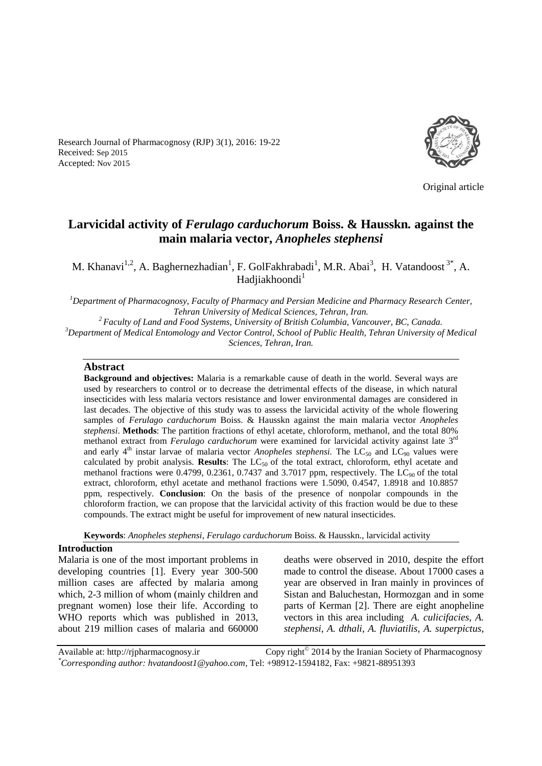Research Journal of Pharmacognosy (RJP) 3(1), 2016: 19-22
Received: Sep 2015
Accepted: Nov 2015

Original article

# Larvicidal activity of *Ferulago carduchorum* Boiss. & Hausskn. against the main malaria vector, *Anopheles stephensi*

M. Khanavi[1,2], A. Baghernezhadian[1], F. GolFakhrabadi[1], M.R. Abai[3], H. Vatandoost[3*], A. Hadjiakhoondi[1]

[1]*Department of Pharmacognosy, Faculty of Pharmacy and Persian Medicine and Pharmacy Research Center, Tehran University of Medical Sciences, Tehran, Iran.*
[2]*Faculty of Land and Food Systems, University of British Columbia, Vancouver, BC, Canada.*
[3]*Department of Medical Entomology and Vector Control, School of Public Health, Tehran University of Medical Sciences, Tehran, Iran.*

## Abstract

**Background and objectives:** Malaria is a remarkable cause of death in the world. Several ways are used by researchers to control or to decrease the detrimental effects of the disease, in which natural insecticides with less malaria vectors resistance and lower environmental damages are considered in last decades. The objective of this study was to assess the larvicidal activity of the whole flowering samples of *Ferulago carduchorum* Boiss. & Hausskn against the main malaria vector *Anopheles stephensi*. **Methods**: The partition fractions of ethyl acetate, chloroform, methanol, and the total 80% methanol extract from *Ferulago carduchorum* were examined for larvicidal activity against late 3[rd] and early 4[th] instar larvae of malaria vector *Anopheles stephensi.* The $LC_{50}$ and $LC_{90}$ values were calculated by probit analysis. **Results**: The $LC_{50}$ of the total extract, chloroform, ethyl acetate and methanol fractions were 0.4799, 0.2361, 0.7437 and 3.7017 ppm, respectively. The $LC_{90}$ of the total extract, chloroform, ethyl acetate and methanol fractions were 1.5090, 0.4547, 1.8918 and 10.8857 ppm, respectively. **Conclusion**: On the basis of the presence of nonpolar compounds in the chloroform fraction, we can propose that the larvicidal activity of this fraction would be due to these compounds. The extract might be useful for improvement of new natural insecticides.

**Keywords**: *Anopheles stephensi*, *Ferulago carduchorum* Boiss. & Hausskn., larvicidal activity

## Introduction

Malaria is one of the most important problems in developing countries [1]. Every year 300-500 million cases are affected by malaria among which, 2-3 million of whom (mainly children and pregnant women) lose their life. According to WHO reports which was published in 2013, about 219 million cases of malaria and 660000 deaths were observed in 2010, despite the effort made to control the disease. About 17000 cases a year are observed in Iran mainly in provinces of Sistan and Baluchestan, Hormozgan and in some parts of Kerman [2]. There are eight anopheline vectors in this area including *A. culicifacies*, *A. stephensi*, *A. dthali*, *A. fluviatilis*, *A. superpictus*,

Available at: http://rjpharmacognosy.ir Copy right© 2014 by the Iranian Society of Pharmacognosy
[*]*Corresponding author: hvatandoost1@yahoo.com*, Tel: +98912-1594182, Fax: +9821-88951393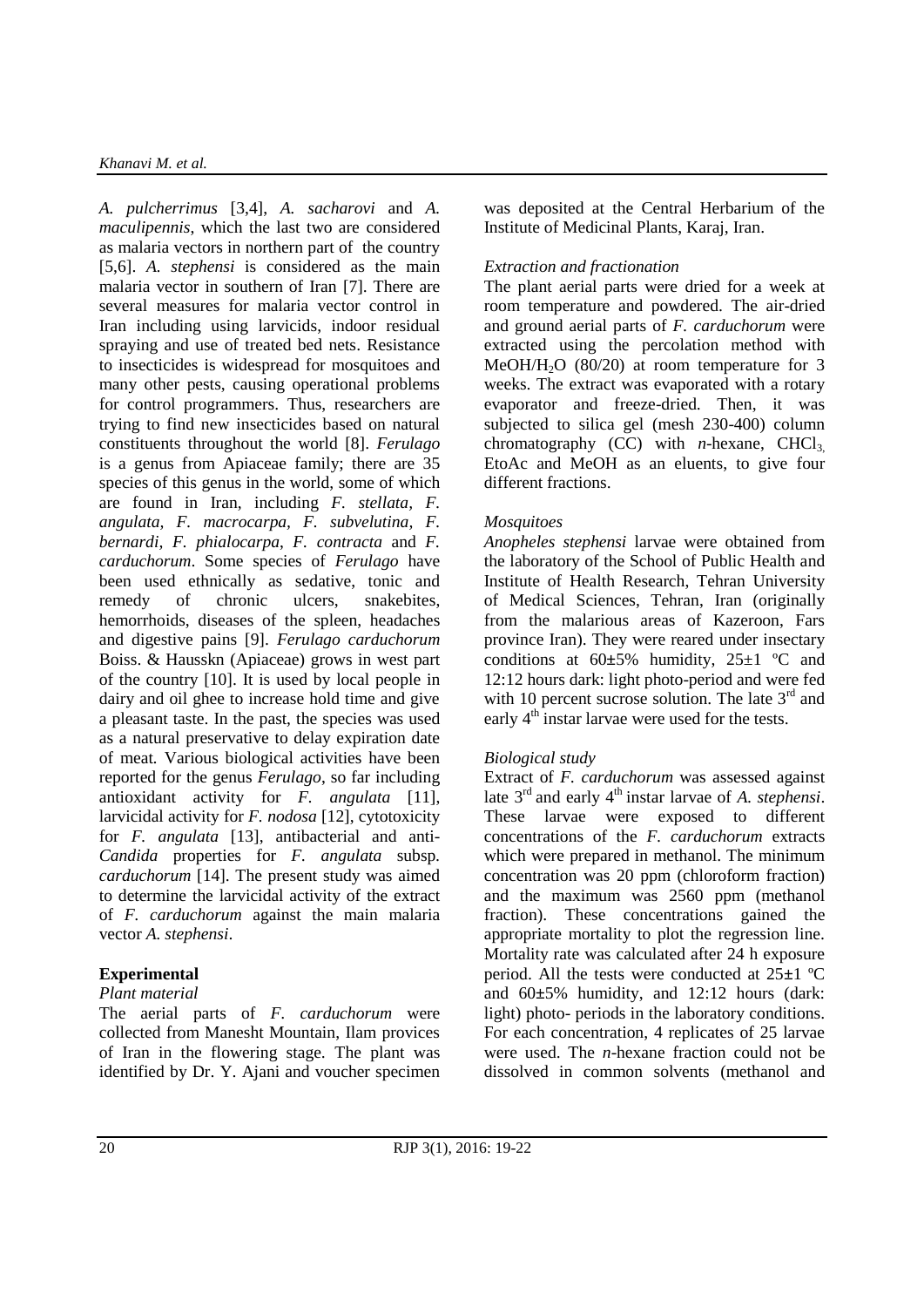*A. pulcherrimus* [3,4], *A. sacharovi* and *A. maculipennis*, which the last two are considered as malaria vectors in northern part of the country [5,6]. *A. stephensi* is considered as the main malaria vector in southern of Iran [7]. There are several measures for malaria vector control in Iran including using larvicids, indoor residual spraying and use of treated bed nets. Resistance to insecticides is widespread for mosquitoes and many other pests, causing operational problems for control programmers. Thus, researchers are trying to find new insecticides based on natural constituents throughout the world [8]. *Ferulago* is a genus from Apiaceae family; there are 35 species of this genus in the world, some of which are found in Iran, including *F. stellata, F. angulata, F. macrocarpa, F. subvelutina, F. bernardi, F. phialocarpa, F. contracta* and *F. carduchorum*. Some species of *Ferulago* have been used ethnically as sedative, tonic and remedy of chronic ulcers, snakebites, hemorrhoids, diseases of the spleen, headaches and digestive pains [9]. *Ferulago carduchorum* Boiss. & Hausskn (Apiaceae) grows in west part of the country [10]. It is used by local people in dairy and oil ghee to increase hold time and give a pleasant taste. In the past, the species was used as a natural preservative to delay expiration date of meat. Various biological activities have been reported for the genus *Ferulago*, so far including antioxidant activity for *F. angulata* [11], larvicidal activity for *F. nodosa* [12], cytotoxicity for *F. angulata* [13], antibacterial and anti-*Candida* properties for *F. angulata* subsp. *carduchorum* [14]. The present study was aimed to determine the larvicidal activity of the extract of *F. carduchorum* against the main malaria vector *A. stephensi*.

## Experimental

*Plant material*

The aerial parts of *F. carduchorum* were collected from Manesht Mountain, Ilam provices of Iran in the flowering stage. The plant was identified by Dr. Y. Ajani and voucher specimen was deposited at the Central Herbarium of the Institute of Medicinal Plants, Karaj, Iran.

*Extraction and fractionation*

The plant aerial parts were dried for a week at room temperature and powdered. The air-dried and ground aerial parts of *F. carduchorum* were extracted using the percolation method with MeOH/$H_2O$ (80/20) at room temperature for 3 weeks. The extract was evaporated with a rotary evaporator and freeze-dried. Then, it was subjected to silica gel (mesh 230-400) column chromatography (CC) with *n*-hexane, $CHCl_3$, EtoAc and MeOH as an eluents, to give four different fractions.

*Mosquitoes*

*Anopheles stephensi* larvae were obtained from the laboratory of the School of Public Health and Institute of Health Research, Tehran University of Medical Sciences, Tehran, Iran (originally from the malarious areas of Kazeroon, Fars province Iran). They were reared under insectary conditions at 60±5% humidity, 25±1 ºC and 12:12 hours dark: light photo-period and were fed with 10 percent sucrose solution. The late 3rd and early 4th instar larvae were used for the tests.

*Biological study*

Extract of *F. carduchorum* was assessed against late 3rd and early 4th instar larvae of *A. stephensi*. These larvae were exposed to different concentrations of the *F. carduchorum* extracts which were prepared in methanol. The minimum concentration was 20 ppm (chloroform fraction) and the maximum was 2560 ppm (methanol fraction). These concentrations gained the appropriate mortality to plot the regression line. Mortality rate was calculated after 24 h exposure period. All the tests were conducted at 25±1 ºC and 60±5% humidity, and 12:12 hours (dark: light) photo- periods in the laboratory conditions. For each concentration, 4 replicates of 25 larvae were used. The *n*-hexane fraction could not be dissolved in common solvents (methanol and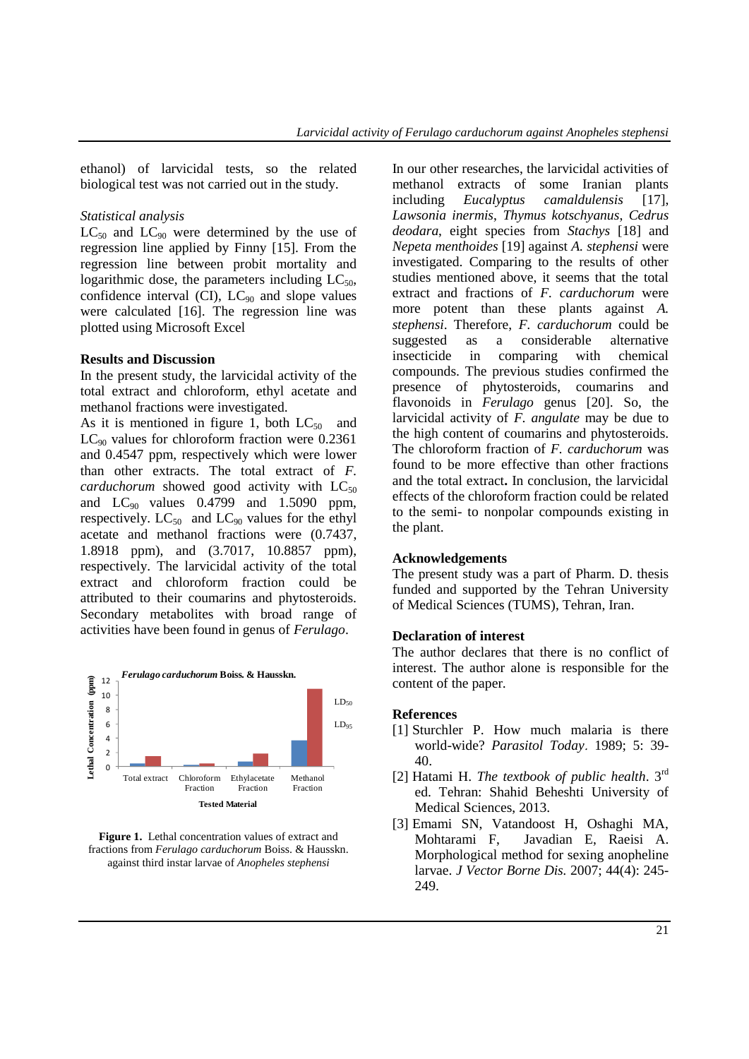ethanol) of larvicidal tests, so the related biological test was not carried out in the study.

### *Statistical analysis*

$LC_{50}$ and $LC_{90}$ were determined by the use of regression line applied by Finny [15]. From the regression line between probit mortality and logarithmic dose, the parameters including $LC_{50}$, confidence interval (CI), $LC_{90}$ and slope values were calculated [16]. The regression line was plotted using Microsoft Excel

## Results and Discussion

In the present study, the larvicidal activity of the total extract and chloroform, ethyl acetate and methanol fractions were investigated.

As it is mentioned in figure 1, both $LC_{50}$ and $LC_{90}$ values for chloroform fraction were 0.2361 and 0.4547 ppm, respectively which were lower than other extracts. The total extract of *F. carduchorum* showed good activity with $LC_{50}$ and $LC_{90}$ values 0.4799 and 1.5090 ppm, respectively. $LC_{50}$ and $LC_{90}$ values for the ethyl acetate and methanol fractions were (0.7437, 1.8918 ppm), and (3.7017, 10.8857 ppm), respectively. The larvicidal activity of the total extract and chloroform fraction could be attributed to their coumarins and phytosteroids. Secondary metabolites with broad range of activities have been found in genus of *Ferulago*.

**Figure 1.** Lethal concentration values of extract and fractions from *Ferulago carduchorum* Boiss. & Hausskn. against third instar larvae of *Anopheles stephensi*

In our other researches, the larvicidal activities of methanol extracts of some Iranian plants including *Eucalyptus camaldulensis* [17], *Lawsonia inermis*, *Thymus kotschyanus*, *Cedrus deodara*, eight species from *Stachys* [18] and *Nepeta menthoides* [19] against *A. stephensi* were investigated. Comparing to the results of other studies mentioned above, it seems that the total extract and fractions of *F. carduchorum* were more potent than these plants against *A. stephensi*. Therefore, *F. carduchorum* could be suggested as a considerable alternative insecticide in comparing with chemical compounds. The previous studies confirmed the presence of phytosteroids, coumarins and flavonoids in *Ferulago* genus [20]. So, the larvicidal activity of *F. angulate* may be due to the high content of coumarins and phytosteroids. The chloroform fraction of *F. carduchorum* was found to be more effective than other fractions and the total extract**.** In conclusion, the larvicidal effects of the chloroform fraction could be related to the semi- to nonpolar compounds existing in the plant.

## Acknowledgements

The present study was a part of Pharm. D. thesis funded and supported by the Tehran University of Medical Sciences (TUMS), Tehran, Iran.

## Declaration of interest

The author declares that there is no conflict of interest. The author alone is responsible for the content of the paper.

## References

[1] Sturchler P. How much malaria is there world-wide? *Parasitol Today*. 1989; 5: 39-40.

[2] Hatami H. *The textbook of public health*. 3rd ed. Tehran: Shahid Beheshti University of Medical Sciences, 2013.

[3] Emami SN, Vatandoost H, Oshaghi MA, Mohtarami F, Javadian E, Raeisi A. Morphological method for sexing anopheline larvae. *J Vector Borne Dis.* 2007; 44(4): 245-249.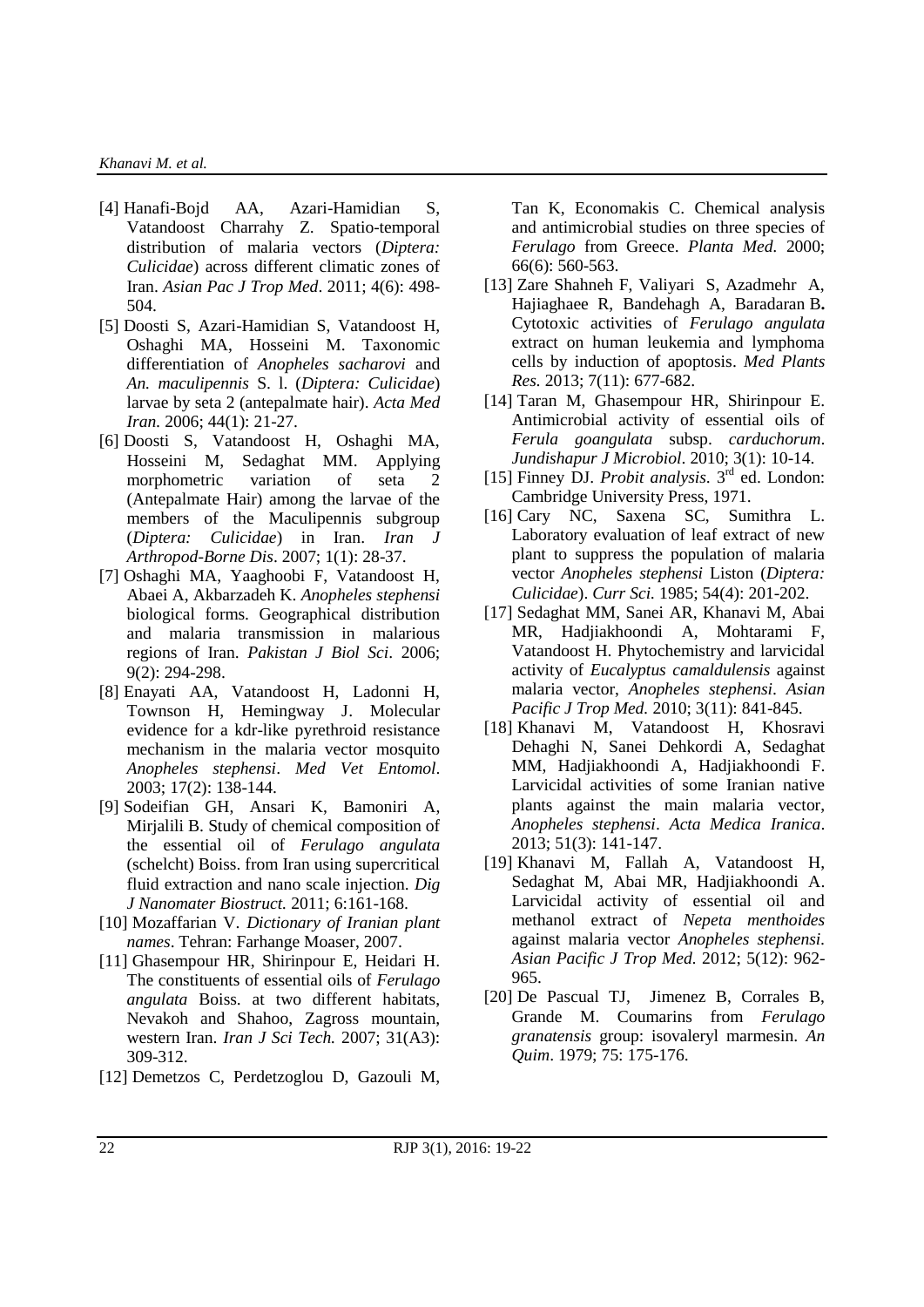[4] Hanafi-Bojd AA, Azari-Hamidian S, Vatandoost Charrahy Z. Spatio-temporal distribution of malaria vectors (*Diptera: Culicidae*) across different climatic zones of Iran. *Asian Pac J Trop Med*. 2011; 4(6): 498-504.

[5] Doosti S, Azari-Hamidian S, Vatandoost H, Oshaghi MA, Hosseini M. Taxonomic differentiation of *Anopheles sacharovi* and *An. maculipennis* S. l. (*Diptera: Culicidae*) larvae by seta 2 (antepalmate hair). *Acta Med Iran.* 2006; 44(1): 21-27.

[6] Doosti S, Vatandoost H, Oshaghi MA, Hosseini M, Sedaghat MM. Applying morphometric variation of seta 2 (Antepalmate Hair) among the larvae of the members of the Maculipennis subgroup (*Diptera: Culicidae*) in Iran. *Iran J Arthropod-Borne Dis*. 2007; 1(1): 28-37.

[7] Oshaghi MA, Yaaghoobi F, Vatandoost H, Abaei A, Akbarzadeh K. *Anopheles stephensi* biological forms. Geographical distribution and malaria transmission in malarious regions of Iran. *Pakistan J Biol Sci*. 2006; 9(2): 294-298.

[8] Enayati AA, Vatandoost H, Ladonni H, Townson H, Hemingway J. Molecular evidence for a kdr-like pyrethroid resistance mechanism in the malaria vector mosquito *Anopheles stephensi*. *Med Vet Entomol*. 2003; 17(2): 138-144.

[9] Sodeifian GH, Ansari K, Bamoniri A, Mirjalili B. Study of chemical composition of the essential oil of *Ferulago angulata* (schelcht) Boiss. from Iran using supercritical fluid extraction and nano scale injection. *Dig J Nanomater Biostruct.* 2011; 6:161-168.

[10] Mozaffarian V. *Dictionary of Iranian plant names*. Tehran: Farhange Moaser, 2007.

[11] Ghasempour HR, Shirinpour E, Heidari H. The constituents of essential oils of *Ferulago angulata* Boiss. at two different habitats, Nevakoh and Shahoo, Zagross mountain, western Iran. *Iran J Sci Tech.* 2007; 31(A3): 309-312.

[12] Demetzos C, Perdetzoglou D, Gazouli M, Tan K, Economakis C. Chemical analysis and antimicrobial studies on three species of *Ferulago* from Greece. *Planta Med.* 2000; 66(6): 560-563.

[13] Zare Shahneh F, Valiyari S, Azadmehr A, Hajiaghaee R, Bandehagh A, Baradaran B**.** Cytotoxic activities of *Ferulago angulata* extract on human leukemia and lymphoma cells by induction of apoptosis. *Med Plants Res.* 2013; 7(11): 677-682.

[14] Taran M, Ghasempour HR, Shirinpour E. Antimicrobial activity of essential oils of *Ferula goangulata* subsp. *carduchorum*. *Jundishapur J Microbiol*. 2010; 3(1): 10-14.

[15] Finney DJ. *Probit analysis*. 3rd ed. London: Cambridge University Press, 1971.

[16] Cary NC, Saxena SC, Sumithra L. Laboratory evaluation of leaf extract of new plant to suppress the population of malaria vector *Anopheles stephensi* Liston (*Diptera: Culicidae*). *Curr Sci.* 1985; 54(4): 201-202.

[17] Sedaghat MM, Sanei AR, Khanavi M, Abai MR, Hadjiakhoondi A, Mohtarami F, Vatandoost H. Phytochemistry and larvicidal activity of *Eucalyptus camaldulensis* against malaria vector, *Anopheles stephensi*. *Asian Pacific J Trop Med.* 2010; 3(11): 841-845.

[18] Khanavi M, Vatandoost H, Khosravi Dehaghi N, Sanei Dehkordi A, Sedaghat MM, Hadjiakhoondi A, Hadjiakhoondi F. Larvicidal activities of some Iranian native plants against the main malaria vector, *Anopheles stephensi*. *Acta Medica Iranica*. 2013; 51(3): 141-147.

[19] Khanavi M, Fallah A, Vatandoost H, Sedaghat M, Abai MR, Hadjiakhoondi A. Larvicidal activity of essential oil and methanol extract of *Nepeta menthoides* against malaria vector *Anopheles stephensi. Asian Pacific J Trop Med.* 2012; 5(12): 962-965.

[20] De Pascual TJ, Jimenez B, Corrales B, Grande M. Coumarins from *Ferulago granatensis* group: isovaleryl marmesin. *An Quim*. 1979; 75: 175-176.